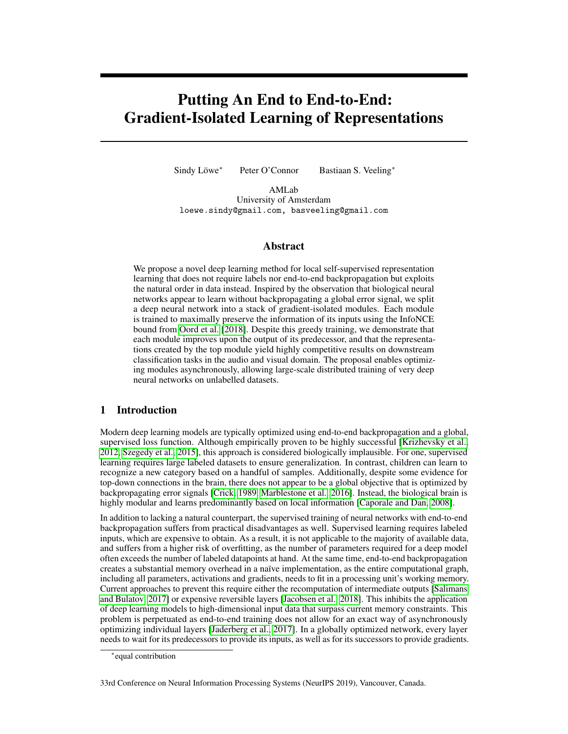# Putting An End to End-to-End: Gradient-Isolated Learning of Representations

Sindy Löwe* Peter O'Connor Bastiaan S. Veeling*

AMLab
University of Amsterdam
loewe.sindy@gmail.com, basveeling@gmail.com

## Abstract

We propose a novel deep learning method for local self-supervised representation learning that does not require labels nor end-to-end backpropagation but exploits the natural order in data instead. Inspired by the observation that biological neural networks appear to learn without backpropagating a global error signal, we split a deep neural network into a stack of gradient-isolated modules. Each module is trained to maximally preserve the information of its inputs using the InfoNCE bound from Oord et al. [2018]. Despite this greedy training, we demonstrate that each module improves upon the output of its predecessor, and that the representations created by the top module yield highly competitive results on downstream classification tasks in the audio and visual domain. The proposal enables optimizing modules asynchronously, allowing large-scale distributed training of very deep neural networks on unlabelled datasets.

## 1 Introduction

Modern deep learning models are typically optimized using end-to-end backpropagation and a global, supervised loss function. Although empirically proven to be highly successful [Krizhevsky et al., 2012, Szegedy et al., 2015], this approach is considered biologically implausible. For one, supervised learning requires large labeled datasets to ensure generalization. In contrast, children can learn to recognize a new category based on a handful of samples. Additionally, despite some evidence for top-down connections in the brain, there does not appear to be a global objective that is optimized by backpropagating error signals [Crick, 1989, Marblestone et al., 2016]. Instead, the biological brain is highly modular and learns predominantly based on local information [Caporale and Dan, 2008].

In addition to lacking a natural counterpart, the supervised training of neural networks with end-to-end backpropagation suffers from practical disadvantages as well. Supervised learning requires labeled inputs, which are expensive to obtain. As a result, it is not applicable to the majority of available data, and suffers from a higher risk of overfitting, as the number of parameters required for a deep model often exceeds the number of labeled datapoints at hand. At the same time, end-to-end backpropagation creates a substantial memory overhead in a naïve implementation, as the entire computational graph, including all parameters, activations and gradients, needs to fit in a processing unit's working memory. Current approaches to prevent this require either the recomputation of intermediate outputs [Salimans and Bulatov, 2017] or expensive reversible layers [Jacobsen et al., 2018]. This inhibits the application of deep learning models to high-dimensional input data that surpass current memory constraints. This problem is perpetuated as end-to-end training does not allow for an exact way of asynchronously optimizing individual layers [Jaderberg et al., 2017]. In a globally optimized network, every layer needs to wait for its predecessors to provide its inputs, as well as for its successors to provide gradients.

*equal contribution

33rd Conference on Neural Information Processing Systems (NeurIPS 2019), Vancouver, Canada.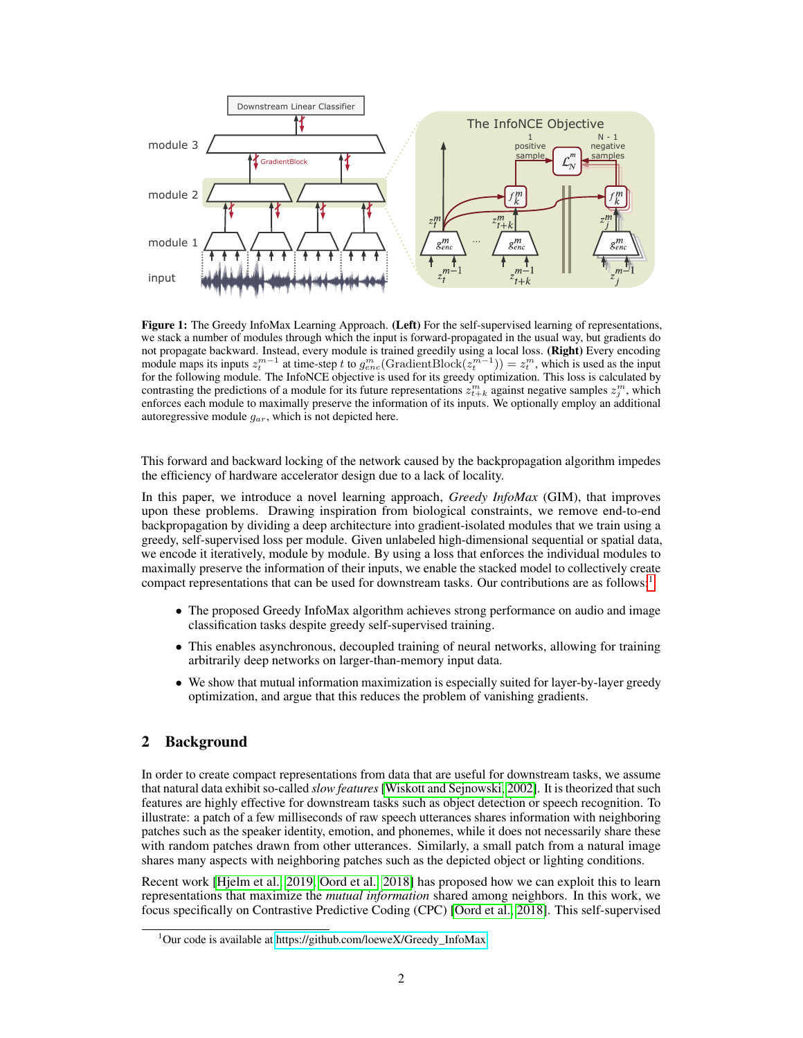Figure 1: The Greedy InfoMax Learning Approach. **(Left)** For the self-supervised learning of representations, we stack a number of modules through which the input is forward-propagated in the usual way, but gradients do not propagate backward. Instead, every module is trained greedily using a local loss. **(Right)** Every encoding module maps its inputs $z_t^{m-1}$ at time-step $t$ to $g_{enc}^m(\text{GradientBlock}(z_t^{m-1})) = z_t^m$, which is used as the input for the following module. The InfoNCE objective is used for its greedy optimization. This loss is calculated by contrasting the predictions of a module for its future representations $z_{t+k}^m$ against negative samples $z_j^m$, which enforces each module to maximally preserve the information of its inputs. We optionally employ an additional autoregressive module $g_{ar}$, which is not depicted here.

This forward and backward locking of the network caused by the backpropagation algorithm impedes the efficiency of hardware accelerator design due to a lack of locality.

In this paper, we introduce a novel learning approach, *Greedy InfoMax* (GIM), that improves upon these problems. Drawing inspiration from biological constraints, we remove end-to-end backpropagation by dividing a deep architecture into gradient-isolated modules that we train using a greedy, self-supervised loss per module. Given unlabeled high-dimensional sequential or spatial data, we encode it iteratively, module by module. By using a loss that enforces the individual modules to maximally preserve the information of their inputs, we enable the stacked model to collectively create compact representations that can be used for downstream tasks. Our contributions are as follows:[1]

- The proposed Greedy InfoMax algorithm achieves strong performance on audio and image classification tasks despite greedy self-supervised training.
- This enables asynchronous, decoupled training of neural networks, allowing for training arbitrarily deep networks on larger-than-memory input data.
- We show that mutual information maximization is especially suited for layer-by-layer greedy optimization, and argue that this reduces the problem of vanishing gradients.

## 2 Background

In order to create compact representations from data that are useful for downstream tasks, we assume that natural data exhibit so-called *slow features* [Wiskott and Sejnowski, 2002]. It is theorized that such features are highly effective for downstream tasks such as object detection or speech recognition. To illustrate: a patch of a few milliseconds of raw speech utterances shares information with neighboring patches such as the speaker identity, emotion, and phonemes, while it does not necessarily share these with random patches drawn from other utterances. Similarly, a small patch from a natural image shares many aspects with neighboring patches such as the depicted object or lighting conditions.

Recent work [Hjelm et al., 2019, Oord et al., 2018] has proposed how we can exploit this to learn representations that maximize the *mutual information* shared among neighbors. In this work, we focus specifically on Contrastive Predictive Coding (CPC) [Oord et al., 2018]. This self-supervised

[1] Our code is available at https://github.com/loeweX/Greedy_InfoMax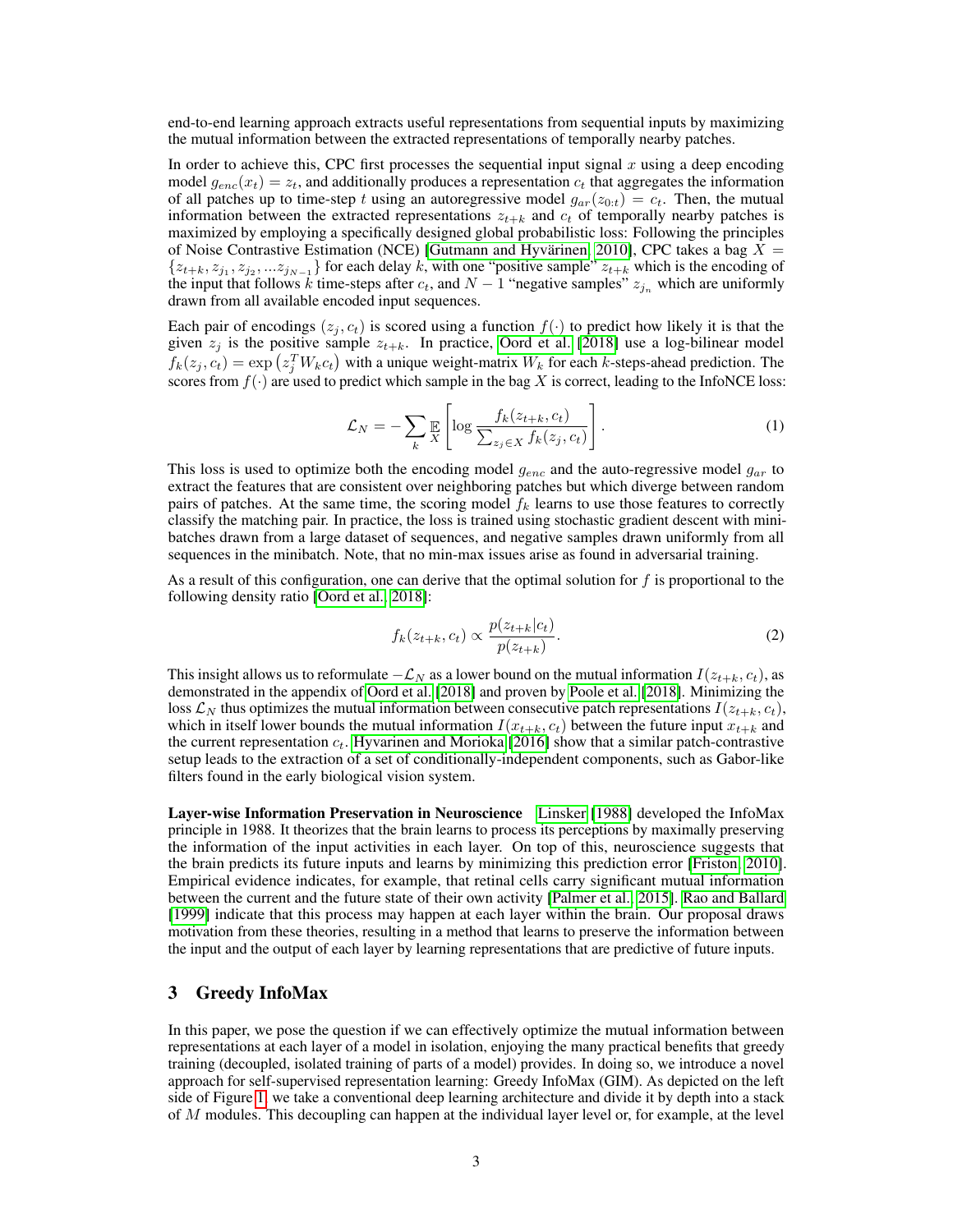end-to-end learning approach extracts useful representations from sequential inputs by maximizing the mutual information between the extracted representations of temporally nearby patches.

In order to achieve this, CPC first processes the sequential input signal $x$ using a deep encoding model $g_{enc}(x_t) = z_t$, and additionally produces a representation $c_t$ that aggregates the information of all patches up to time-step $t$ using an autoregressive model $g_{ar}(z_{0:t}) = c_t$. Then, the mutual information between the extracted representations $z_{t+k}$ and $c_t$ of temporally nearby patches is maximized by employing a specifically designed global probabilistic loss: Following the principles of Noise Contrastive Estimation (NCE) [Gutmann and Hyvärinen, 2010], CPC takes a bag $X = \{z_{t+k}, z_{j_1}, z_{j_2}, ...z_{j_{N-1}}\}$ for each delay $k$, with one "positive sample" $z_{t+k}$ which is the encoding of the input that follows $k$ time-steps after $c_t$, and $N-1$ "negative samples" $z_{j_n}$ which are uniformly drawn from all available encoded input sequences.

Each pair of encodings $(z_j, c_t)$ is scored using a function $f(\cdot)$ to predict how likely it is that the given $z_j$ is the positive sample $z_{t+k}$. In practice, Oord et al. [2018] use a log-bilinear model $f_k(z_j, c_t) = \exp\left(z_j^T W_k c_t\right)$ with a unique weight-matrix $W_k$ for each $k$-steps-ahead prediction. The scores from $f(\cdot)$ are used to predict which sample in the bag $X$ is correct, leading to the InfoNCE loss:

$$\mathcal{L}_N = -\sum_k \mathop{\mathbb{E}}_X \left[ \log \frac{f_k(z_{t+k}, c_t)}{\sum_{z_j \in X} f_k(z_j, c_t)} \right]. \tag{1}$$

This loss is used to optimize both the encoding model $g_{enc}$ and the auto-regressive model $g_{ar}$ to extract the features that are consistent over neighboring patches but which diverge between random pairs of patches. At the same time, the scoring model $f_k$ learns to use those features to correctly classify the matching pair. In practice, the loss is trained using stochastic gradient descent with mini-batches drawn from a large dataset of sequences, and negative samples drawn uniformly from all sequences in the minibatch. Note, that no min-max issues arise as found in adversarial training.

As a result of this configuration, one can derive that the optimal solution for $f$ is proportional to the following density ratio [Oord et al., 2018]:

$$f_k(z_{t+k}, c_t) \propto \frac{p(z_{t+k}|c_t)}{p(z_{t+k})}. \tag{2}$$

This insight allows us to reformulate $-\mathcal{L}_N$ as a lower bound on the mutual information $I(z_{t+k}, c_t)$, as demonstrated in the appendix of Oord et al. [2018] and proven by Poole et al. [2018]. Minimizing the loss $\mathcal{L}_N$ thus optimizes the mutual information between consecutive patch representations $I(z_{t+k}, c_t)$, which in itself lower bounds the mutual information $I(x_{t+k}, c_t)$ between the future input $x_{t+k}$ and the current representation $c_t$. Hyvarinen and Morioka [2016] show that a similar patch-contrastive setup leads to the extraction of a set of conditionally-independent components, such as Gabor-like filters found in the early biological vision system.

**Layer-wise Information Preservation in Neuroscience** Linsker [1988] developed the InfoMax principle in 1988. It theorizes that the brain learns to process its perceptions by maximally preserving the information of the input activities in each layer. On top of this, neuroscience suggests that the brain predicts its future inputs and learns by minimizing this prediction error [Friston, 2010]. Empirical evidence indicates, for example, that retinal cells carry significant mutual information between the current and the future state of their own activity [Palmer et al., 2015]. Rao and Ballard [1999] indicate that this process may happen at each layer within the brain. Our proposal draws motivation from these theories, resulting in a method that learns to preserve the information between the input and the output of each layer by learning representations that are predictive of future inputs.

## 3 Greedy InfoMax

In this paper, we pose the question if we can effectively optimize the mutual information between representations at each layer of a model in isolation, enjoying the many practical benefits that greedy training (decoupled, isolated training of parts of a model) provides. In doing so, we introduce a novel approach for self-supervised representation learning: Greedy InfoMax (GIM). As depicted on the left side of Figure 1, we take a conventional deep learning architecture and divide it by depth into a stack of $M$ modules. This decoupling can happen at the individual layer level or, for example, at the level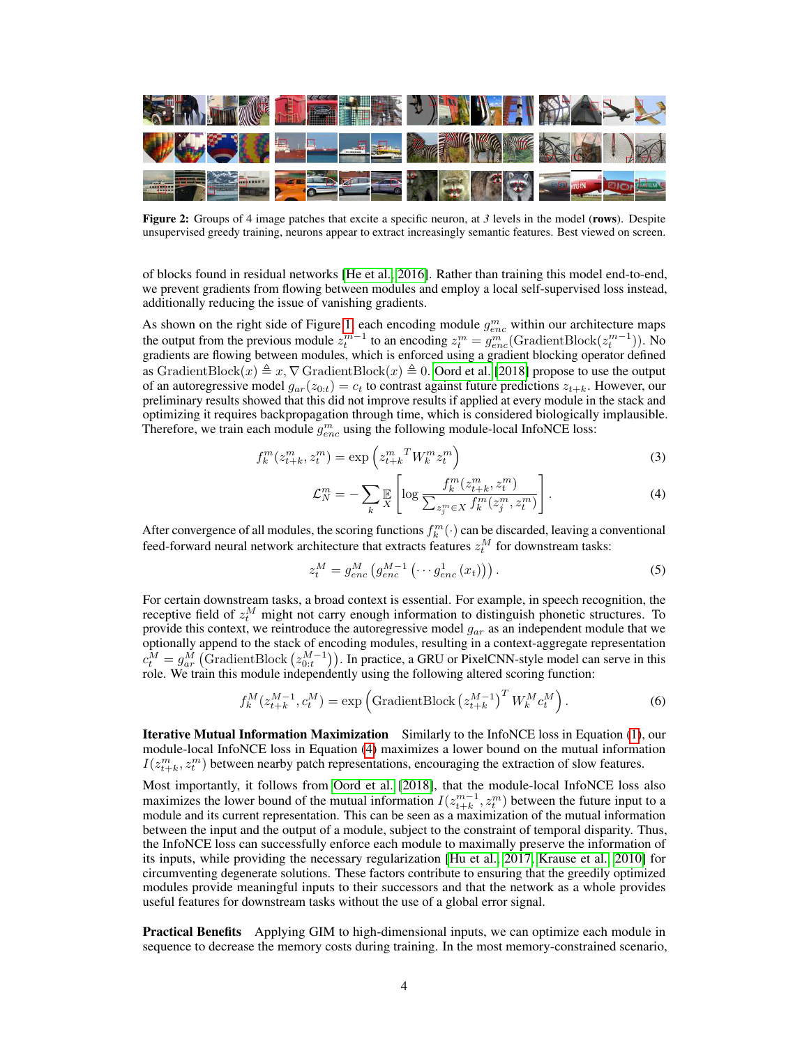**Figure 2:** Groups of 4 image patches that excite a specific neuron, at *3* levels in the model (**rows**). Despite unsupervised greedy training, neurons appear to extract increasingly semantic features. Best viewed on screen.

of blocks found in residual networks [He et al., 2016]. Rather than training this model end-to-end, we prevent gradients from flowing between modules and employ a local self-supervised loss instead, additionally reducing the issue of vanishing gradients.

As shown on the right side of Figure 1, each encoding module $g_{enc}^m$ within our architecture maps the output from the previous module $z_t^{m-1}$ to an encoding $z_t^m = g_{enc}^m(\text{GradientBlock}(z_t^{m-1}))$. No gradients are flowing between modules, which is enforced using a gradient blocking operator defined as $\text{GradientBlock}(x) \triangleq x, \nabla \text{GradientBlock}(x) \triangleq 0$. Oord et al. [2018] propose to use the output of an autoregressive model $g_{ar}(z_{0:t}) = c_t$ to contrast against future predictions $z_{t+k}$. However, our preliminary results showed that this did not improve results if applied at every module in the stack and optimizing it requires backpropagation through time, which is considered biologically implausible. Therefore, we train each module $g_{enc}^m$ using the following module-local InfoNCE loss:

$$f_k^m(z_{t+k}^m, z_t^m) = \exp\left({z_{t+k}^m}^T W_k^m z_t^m\right) \tag{3}$$

$$\mathcal{L}_N^m = -\sum_k \mathbb{E}_X \left[\log \frac{f_k^m(z_{t+k}^m, z_t^m)}{\sum_{z_j^m \in X} f_k^m(z_j^m, z_t^m)}\right]. \tag{4}$$

After convergence of all modules, the scoring functions $f_k^m(\cdot)$ can be discarded, leaving a conventional feed-forward neural network architecture that extracts features $z_t^M$ for downstream tasks:

$$z_t^M = g_{enc}^M\left(g_{enc}^{M-1}\left(\cdots g_{enc}^1(x_t)\right)\right). \tag{5}$$

For certain downstream tasks, a broad context is essential. For example, in speech recognition, the receptive field of $z_t^M$ might not carry enough information to distinguish phonetic structures. To provide this context, we reintroduce the autoregressive model $g_{ar}$ as an independent module that we optionally append to the stack of encoding modules, resulting in a context-aggregate representation $c_t^M = g_{ar}^M\left(\text{GradientBlock}\left(z_{0:t}^{M-1}\right)\right)$. In practice, a GRU or PixelCNN-style model can serve in this role. We train this module independently using the following altered scoring function:

$$f_k^M(z_{t+k}^{M-1}, c_t^M) = \exp\left(\text{GradientBlock}\left(z_{t+k}^{M-1}\right)^T W_k^M c_t^M\right). \tag{6}$$

**Iterative Mutual Information Maximization** Similarly to the InfoNCE loss in Equation (1), our module-local InfoNCE loss in Equation (4) maximizes a lower bound on the mutual information $I(z_{t+k}^m, z_t^m)$ between nearby patch representations, encouraging the extraction of slow features.

Most importantly, it follows from Oord et al. [2018], that the module-local InfoNCE loss also maximizes the lower bound of the mutual information $I(z_{t+k}^{m-1}, z_t^m)$ between the future input to a module and its current representation. This can be seen as a maximization of the mutual information between the input and the output of a module, subject to the constraint of temporal disparity. Thus, the InfoNCE loss can successfully enforce each module to maximally preserve the information of its inputs, while providing the necessary regularization [Hu et al., 2017, Krause et al., 2010] for circumventing degenerate solutions. These factors contribute to ensuring that the greedily optimized modules provide meaningful inputs to their successors and that the network as a whole provides useful features for downstream tasks without the use of a global error signal.

**Practical Benefits** Applying GIM to high-dimensional inputs, we can optimize each module in sequence to decrease the memory costs during training. In the most memory-constrained scenario,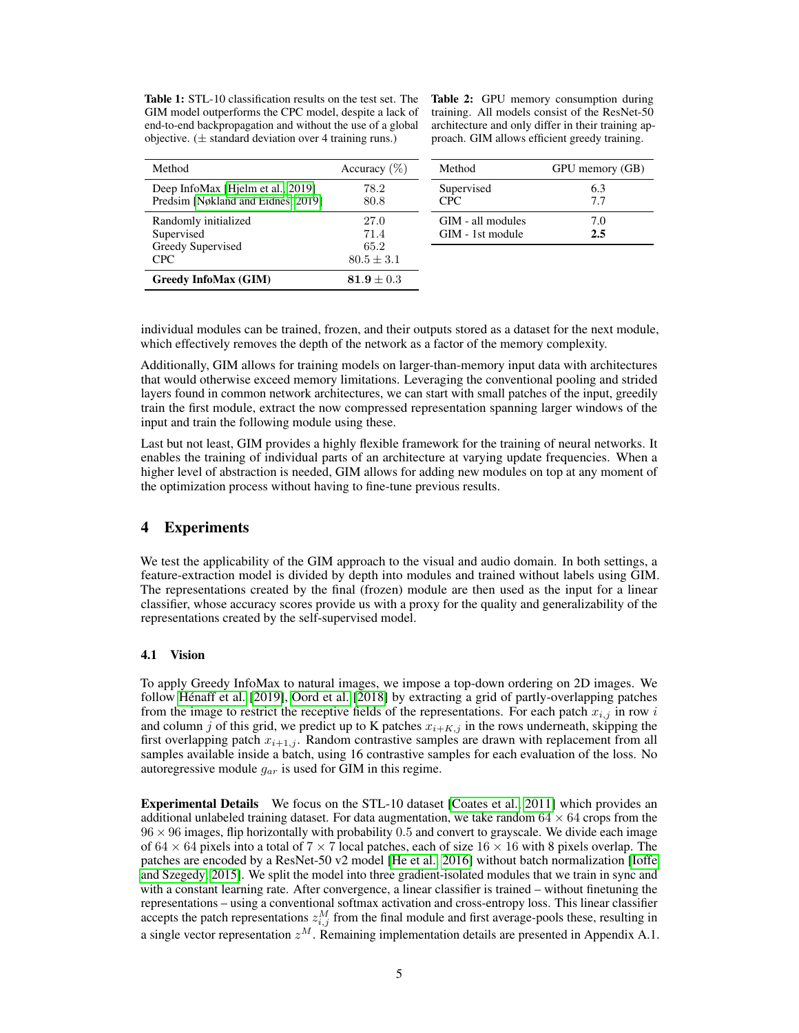**Table 1:** STL-10 classification results on the test set. The GIM model outperforms the CPC model, despite a lack of end-to-end backpropagation and without the use of a global objective. (± standard deviation over 4 training runs.)

| Method | Accuracy (%) |
|---|---|
| Deep InfoMax [Hjelm et al., 2019] | 78.2 |
| Predsim [Nøkland and Eidnes, 2019] | 80.8 |
| Randomly initialized | 27.0 |
| Supervised | 71.4 |
| Greedy Supervised | 65.2 |
| CPC | $80.5 \pm 3.1$ |
| **Greedy InfoMax (GIM)** | $\mathbf{81.9} \pm 0.3$ |

**Table 2:** GPU memory consumption during training. All models consist of the ResNet-50 architecture and only differ in their training approach. GIM allows efficient greedy training.

| Method | GPU memory (GB) |
|---|---|
| Supervised | 6.3 |
| CPC | 7.7 |
| GIM - all modules | 7.0 |
| GIM - 1st module | **2.5** |

individual modules can be trained, frozen, and their outputs stored as a dataset for the next module, which effectively removes the depth of the network as a factor of the memory complexity.

Additionally, GIM allows for training models on larger-than-memory input data with architectures that would otherwise exceed memory limitations. Leveraging the conventional pooling and strided layers found in common network architectures, we can start with small patches of the input, greedily train the first module, extract the now compressed representation spanning larger windows of the input and train the following module using these.

Last but not least, GIM provides a highly flexible framework for the training of neural networks. It enables the training of individual parts of an architecture at varying update frequencies. When a higher level of abstraction is needed, GIM allows for adding new modules on top at any moment of the optimization process without having to fine-tune previous results.

# 4 Experiments

We test the applicability of the GIM approach to the visual and audio domain. In both settings, a feature-extraction model is divided by depth into modules and trained without labels using GIM. The representations created by the final (frozen) module are then used as the input for a linear classifier, whose accuracy scores provide us with a proxy for the quality and generalizability of the representations created by the self-supervised model.

## 4.1 Vision

To apply Greedy InfoMax to natural images, we impose a top-down ordering on 2D images. We follow Hénaff et al. [2019], Oord et al. [2018] by extracting a grid of partly-overlapping patches from the image to restrict the receptive fields of the representations. For each patch $x_{i,j}$ in row $i$ and column $j$ of this grid, we predict up to K patches $x_{i+K,j}$ in the rows underneath, skipping the first overlapping patch $x_{i+1,j}$. Random contrastive samples are drawn with replacement from all samples available inside a batch, using 16 contrastive samples for each evaluation of the loss. No autoregressive module $g_{ar}$ is used for GIM in this regime.

**Experimental Details** We focus on the STL-10 dataset [Coates et al., 2011] which provides an additional unlabeled training dataset. For data augmentation, we take random $64 \times 64$ crops from the $96 \times 96$ images, flip horizontally with probability 0.5 and convert to grayscale. We divide each image of $64 \times 64$ pixels into a total of $7 \times 7$ local patches, each of size $16 \times 16$ with 8 pixels overlap. The patches are encoded by a ResNet-50 v2 model [He et al., 2016] without batch normalization [Ioffe and Szegedy, 2015]. We split the model into three gradient-isolated modules that we train in sync and with a constant learning rate. After convergence, a linear classifier is trained – without finetuning the representations – using a conventional softmax activation and cross-entropy loss. This linear classifier accepts the patch representations $z_{i,j}^M$ from the final module and first average-pools these, resulting in a single vector representation $z^M$. Remaining implementation details are presented in Appendix A.1.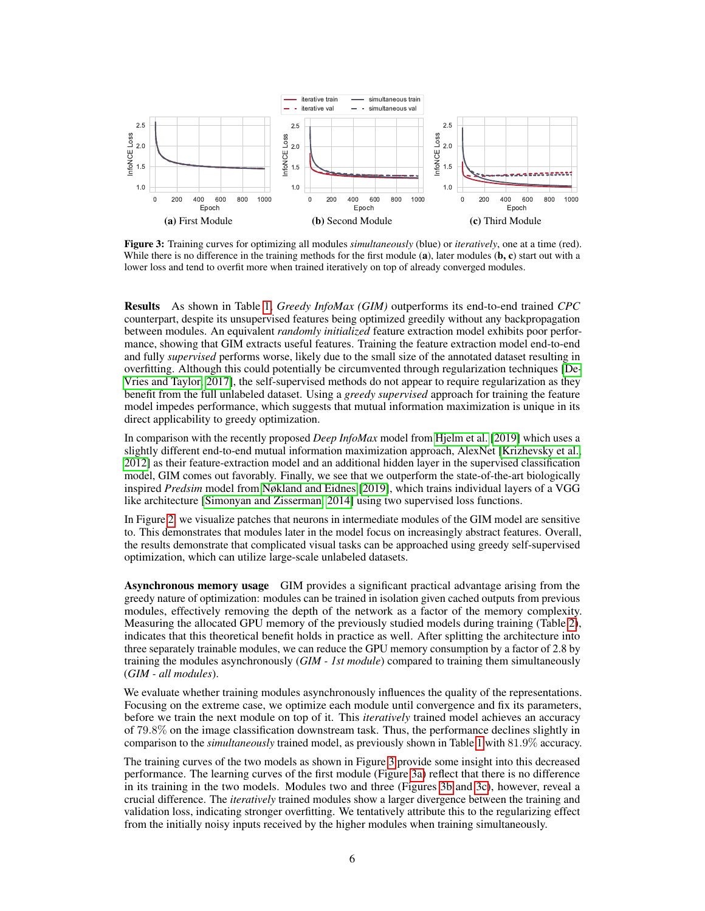**Figure 3:** Training curves for optimizing all modules *simultaneously* (blue) or *iteratively*, one at a time (red). While there is no difference in the training methods for the first module (**a**), later modules (**b, c**) start out with a lower loss and tend to overfit more when trained iteratively on top of already converged modules.

**Results** As shown in Table 1, *Greedy InfoMax (GIM)* outperforms its end-to-end trained *CPC* counterpart, despite its unsupervised features being optimized greedily without any backpropagation between modules. An equivalent *randomly initialized* feature extraction model exhibits poor performance, showing that GIM extracts useful features. Training the feature extraction model end-to-end and fully *supervised* performs worse, likely due to the small size of the annotated dataset resulting in overfitting. Although this could potentially be circumvented through regularization techniques [DeVries and Taylor, 2017], the self-supervised methods do not appear to require regularization as they benefit from the full unlabeled dataset. Using a *greedy supervised* approach for training the feature model impedes performance, which suggests that mutual information maximization is unique in its direct applicability to greedy optimization.

In comparison with the recently proposed *Deep InfoMax* model from Hjelm et al. [2019] which uses a slightly different end-to-end mutual information maximization approach, AlexNet [Krizhevsky et al., 2012] as their feature-extraction model and an additional hidden layer in the supervised classification model, GIM comes out favorably. Finally, we see that we outperform the state-of-the-art biologically inspired *Predsim* model from Nøkland and Eidnes [2019], which trains individual layers of a VGG like architecture [Simonyan and Zisserman, 2014] using two supervised loss functions.

In Figure 2, we visualize patches that neurons in intermediate modules of the GIM model are sensitive to. This demonstrates that modules later in the model focus on increasingly abstract features. Overall, the results demonstrate that complicated visual tasks can be approached using greedy self-supervised optimization, which can utilize large-scale unlabeled datasets.

**Asynchronous memory usage** GIM provides a significant practical advantage arising from the greedy nature of optimization: modules can be trained in isolation given cached outputs from previous modules, effectively removing the depth of the network as a factor of the memory complexity. Measuring the allocated GPU memory of the previously studied models during training (Table 2), indicates that this theoretical benefit holds in practice as well. After splitting the architecture into three separately trainable modules, we can reduce the GPU memory consumption by a factor of 2.8 by training the modules asynchronously (*GIM - 1st module*) compared to training them simultaneously (*GIM - all modules*).

We evaluate whether training modules asynchronously influences the quality of the representations. Focusing on the extreme case, we optimize each module until convergence and fix its parameters, before we train the next module on top of it. This *iteratively* trained model achieves an accuracy of 79.8% on the image classification downstream task. Thus, the performance declines slightly in comparison to the *simultaneously* trained model, as previously shown in Table 1 with 81.9% accuracy.

The training curves of the two models as shown in Figure 3 provide some insight into this decreased performance. The learning curves of the first module (Figure 3a) reflect that there is no difference in its training in the two models. Modules two and three (Figures 3b and 3c), however, reveal a crucial difference. The *iteratively* trained modules show a larger divergence between the training and validation loss, indicating stronger overfitting. We tentatively attribute this to the regularizing effect from the initially noisy inputs received by the higher modules when training simultaneously.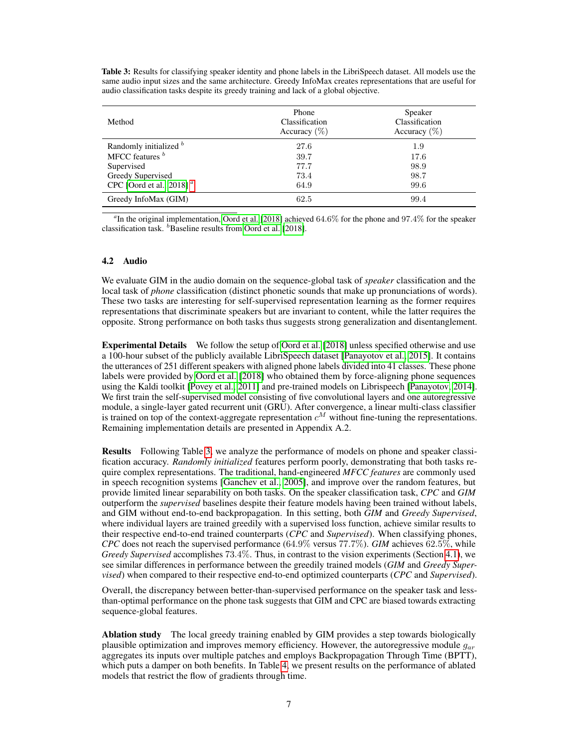**Table 3:** Results for classifying speaker identity and phone labels in the LibriSpeech dataset. All models use the same audio input sizes and the same architecture. Greedy InfoMax creates representations that are useful for audio classification tasks despite its greedy training and lack of a global objective.

| Method | Phone Classification Accuracy (%) | Speaker Classification Accuracy (%) |
|---|---|---|
| Randomly initialized [b] | 27.6 | 1.9 |
| MFCC features [b] | 39.7 | 17.6 |
| Supervised | 77.7 | 98.9 |
| Greedy Supervised | 73.4 | 98.7 |
| CPC [Oord et al., 2018] [a] | 64.9 | 99.6 |
| Greedy InfoMax (GIM) | 62.5 | 99.4 |

[a] In the original implementation, Oord et al. [2018] achieved 64.6% for the phone and 97.4% for the speaker classification task. [b] Baseline results from Oord et al. [2018].

### 4.2 Audio

We evaluate GIM in the audio domain on the sequence-global task of *speaker* classification and the local task of *phone* classification (distinct phonetic sounds that make up pronunciations of words). These two tasks are interesting for self-supervised representation learning as the former requires representations that discriminate speakers but are invariant to content, while the latter requires the opposite. Strong performance on both tasks thus suggests strong generalization and disentanglement.

**Experimental Details** We follow the setup of Oord et al. [2018] unless specified otherwise and use a 100-hour subset of the publicly available LibriSpeech dataset [Panayotov et al., 2015]. It contains the utterances of 251 different speakers with aligned phone labels divided into 41 classes. These phone labels were provided by Oord et al. [2018] who obtained them by force-aligning phone sequences using the Kaldi toolkit [Povey et al., 2011] and pre-trained models on Librispeech [Panayotov, 2014]. We first train the self-supervised model consisting of five convolutional layers and one autoregressive module, a single-layer gated recurrent unit (GRU). After convergence, a linear multi-class classifier is trained on top of the context-aggregate representation $c^M$ without fine-tuning the representations. Remaining implementation details are presented in Appendix A.2.

**Results** Following Table 3, we analyze the performance of models on phone and speaker classification accuracy. *Randomly initialized* features perform poorly, demonstrating that both tasks require complex representations. The traditional, hand-engineered *MFCC features* are commonly used in speech recognition systems [Ganchev et al., 2005], and improve over the random features, but provide limited linear separability on both tasks. On the speaker classification task, *CPC* and *GIM* outperform the *supervised* baselines despite their feature models having been trained without labels, and GIM without end-to-end backpropagation. In this setting, both *GIM* and *Greedy Supervised*, where individual layers are trained greedily with a supervised loss function, achieve similar results to their respective end-to-end trained counterparts (*CPC* and *Supervised*). When classifying phones, *CPC* does not reach the supervised performance (64.9% versus 77.7%). *GIM* achieves 62.5%, while *Greedy Supervised* accomplishes 73.4%. Thus, in contrast to the vision experiments (Section 4.1), we see similar differences in performance between the greedily trained models (*GIM* and *Greedy Supervised*) when compared to their respective end-to-end optimized counterparts (*CPC* and *Supervised*).

Overall, the discrepancy between better-than-supervised performance on the speaker task and less-than-optimal performance on the phone task suggests that GIM and CPC are biased towards extracting sequence-global features.

**Ablation study** The local greedy training enabled by GIM provides a step towards biologically plausible optimization and improves memory efficiency. However, the autoregressive module $g_{ar}$ aggregates its inputs over multiple patches and employs Backpropagation Through Time (BPTT), which puts a damper on both benefits. In Table 4, we present results on the performance of ablated models that restrict the flow of gradients through time.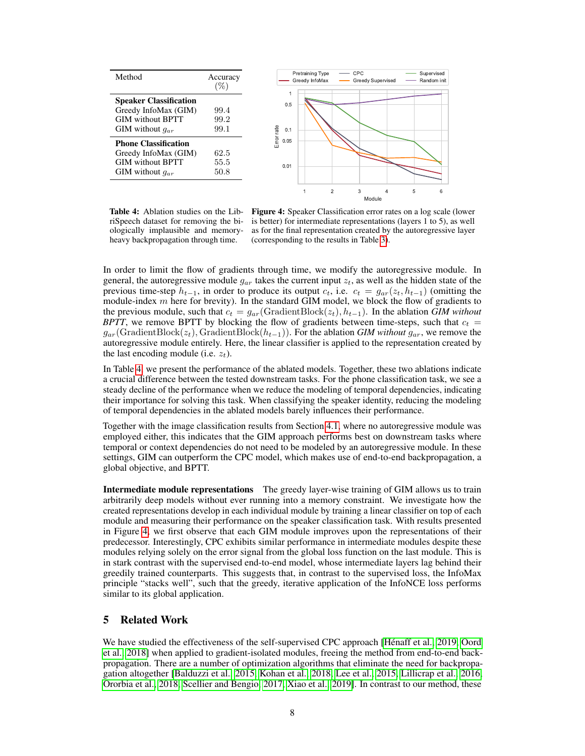| Method | Accuracy (%) |
|---|---|
| **Speaker Classification** | |
| Greedy InfoMax (GIM) | 99.4 |
| GIM without BPTT | 99.2 |
| GIM without $g_{ar}$ | 99.1 |
| **Phone Classification** | |
| Greedy InfoMax (GIM) | 62.5 |
| GIM without BPTT | 55.5 |
| GIM without $g_{ar}$ | 50.8 |

**Table 4:** Ablation studies on the LibriSpeech dataset for removing the biologically implausible and memory-heavy backpropagation through time.

**Figure 4:** Speaker Classification error rates on a log scale (lower is better) for intermediate representations (layers 1 to 5), as well as for the final representation created by the autoregressive layer (corresponding to the results in Table 3).

In order to limit the flow of gradients through time, we modify the autoregressive module. In general, the autoregressive module $g_{ar}$ takes the current input $z_t$, as well as the hidden state of the previous time-step $h_{t-1}$, in order to produce its output $c_t$, i.e. $c_t = g_{ar}(z_t, h_{t-1})$ (omitting the module-index $m$ here for brevity). In the standard GIM model, we block the flow of gradients to the previous module, such that $c_t = g_{ar}(\text{GradientBlock}(z_t), h_{t-1})$. In the ablation *GIM without BPTT*, we remove BPTT by blocking the flow of gradients between time-steps, such that $c_t = g_{ar}(\text{GradientBlock}(z_t), \text{GradientBlock}(h_{t-1}))$. For the ablation *GIM without $g_{ar}$*, we remove the autoregressive module entirely. Here, the linear classifier is applied to the representation created by the last encoding module (i.e. $z_t$).

In Table 4, we present the performance of the ablated models. Together, these two ablations indicate a crucial difference between the tested downstream tasks. For the phone classification task, we see a steady decline of the performance when we reduce the modeling of temporal dependencies, indicating their importance for solving this task. When classifying the speaker identity, reducing the modeling of temporal dependencies in the ablated models barely influences their performance.

Together with the image classification results from Section 4.1, where no autoregressive module was employed either, this indicates that the GIM approach performs best on downstream tasks where temporal or context dependencies do not need to be modeled by an autoregressive module. In these settings, GIM can outperform the CPC model, which makes use of end-to-end backpropagation, a global objective, and BPTT.

**Intermediate module representations** The greedy layer-wise training of GIM allows us to train arbitrarily deep models without ever running into a memory constraint. We investigate how the created representations develop in each individual module by training a linear classifier on top of each module and measuring their performance on the speaker classification task. With results presented in Figure 4, we first observe that each GIM module improves upon the representations of their predecessor. Interestingly, CPC exhibits similar performance in intermediate modules despite these modules relying solely on the error signal from the global loss function on the last module. This is in stark contrast with the supervised end-to-end model, whose intermediate layers lag behind their greedily trained counterparts. This suggests that, in contrast to the supervised loss, the InfoMax principle "stacks well", such that the greedy, iterative application of the InfoNCE loss performs similar to its global application.

## 5 Related Work

We have studied the effectiveness of the self-supervised CPC approach [Hénaff et al., 2019, Oord et al., 2018] when applied to gradient-isolated modules, freeing the method from end-to-end backpropagation. There are a number of optimization algorithms that eliminate the need for backpropagation altogether [Balduzzi et al., 2015, Kohan et al., 2018, Lee et al., 2015, Lillicrap et al., 2016, Ororbia et al., 2018, Scellier and Bengio, 2017, Xiao et al., 2019]. In contrast to our method, these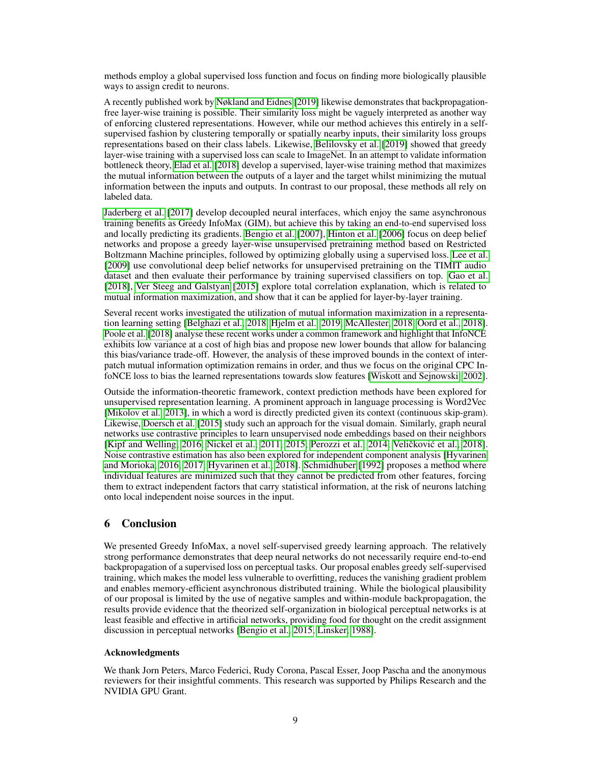methods employ a global supervised loss function and focus on finding more biologically plausible ways to assign credit to neurons.

A recently published work by Nøkland and Eidnes [2019] likewise demonstrates that backpropagation-free layer-wise training is possible. Their similarity loss might be vaguely interpreted as another way of enforcing clustered representations. However, while our method achieves this entirely in a self-supervised fashion by clustering temporally or spatially nearby inputs, their similarity loss groups representations based on their class labels. Likewise, Belilovsky et al. [2019] showed that greedy layer-wise training with a supervised loss can scale to ImageNet. In an attempt to validate information bottleneck theory, Elad et al. [2018] develop a supervised, layer-wise training method that maximizes the mutual information between the outputs of a layer and the target whilst minimizing the mutual information between the inputs and outputs. In contrast to our proposal, these methods all rely on labeled data.

Jaderberg et al. [2017] develop decoupled neural interfaces, which enjoy the same asynchronous training benefits as Greedy InfoMax (GIM), but achieve this by taking an end-to-end supervised loss and locally predicting its gradients. Bengio et al. [2007], Hinton et al. [2006] focus on deep belief networks and propose a greedy layer-wise unsupervised pretraining method based on Restricted Boltzmann Machine principles, followed by optimizing globally using a supervised loss. Lee et al. [2009] use convolutional deep belief networks for unsupervised pretraining on the TIMIT audio dataset and then evaluate their performance by training supervised classifiers on top. Gao et al. [2018], Ver Steeg and Galstyan [2015] explore total correlation explanation, which is related to mutual information maximization, and show that it can be applied for layer-by-layer training.

Several recent works investigated the utilization of mutual information maximization in a representation learning setting [Belghazi et al., 2018, Hjelm et al., 2019, McAllester, 2018, Oord et al., 2018]. Poole et al. [2018] analyse these recent works under a common framework and highlight that InfoNCE exhibits low variance at a cost of high bias and propose new lower bounds that allow for balancing this bias/variance trade-off. However, the analysis of these improved bounds in the context of inter-patch mutual information optimization remains in order, and thus we focus on the original CPC InfoNCE loss to bias the learned representations towards slow features [Wiskott and Sejnowski, 2002].

Outside the information-theoretic framework, context prediction methods have been explored for unsupervised representation learning. A prominent approach in language processing is Word2Vec [Mikolov et al., 2013], in which a word is directly predicted given its context (continuous skip-gram). Likewise, Doersch et al. [2015] study such an approach for the visual domain. Similarly, graph neural networks use contrastive principles to learn unsupervised node embeddings based on their neighbors [Kipf and Welling, 2016, Nickel et al., 2011, 2015, Perozzi et al., 2014, Veličković et al., 2018]. Noise contrastive estimation has also been explored for independent component analysis [Hyvarinen and Morioka, 2016, 2017, Hyvarinen et al., 2018]. Schmidhuber [1992] proposes a method where individual features are minimized such that they cannot be predicted from other features, forcing them to extract independent factors that carry statistical information, at the risk of neurons latching onto local independent noise sources in the input.

## 6 Conclusion

We presented Greedy InfoMax, a novel self-supervised greedy learning approach. The relatively strong performance demonstrates that deep neural networks do not necessarily require end-to-end backpropagation of a supervised loss on perceptual tasks. Our proposal enables greedy self-supervised training, which makes the model less vulnerable to overfitting, reduces the vanishing gradient problem and enables memory-efficient asynchronous distributed training. While the biological plausibility of our proposal is limited by the use of negative samples and within-module backpropagation, the results provide evidence that the theorized self-organization in biological perceptual networks is at least feasible and effective in artificial networks, providing food for thought on the credit assignment discussion in perceptual networks [Bengio et al., 2015, Linsker, 1988].

### Acknowledgments

We thank Jorn Peters, Marco Federici, Rudy Corona, Pascal Esser, Joop Pascha and the anonymous reviewers for their insightful comments. This research was supported by Philips Research and the NVIDIA GPU Grant.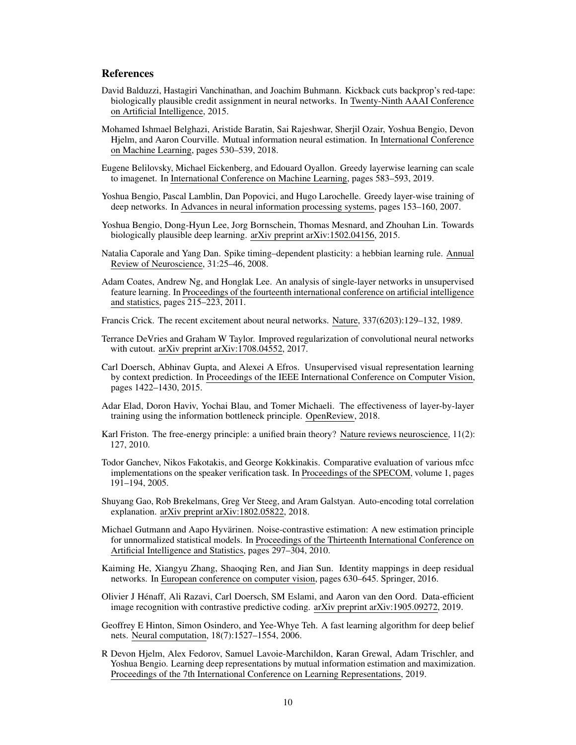## References

David Balduzzi, Hastagiri Vanchinathan, and Joachim Buhmann. Kickback cuts backprop's red-tape: biologically plausible credit assignment in neural networks. In Twenty-Ninth AAAI Conference on Artificial Intelligence, 2015.

Mohamed Ishmael Belghazi, Aristide Baratin, Sai Rajeshwar, Sherjil Ozair, Yoshua Bengio, Devon Hjelm, and Aaron Courville. Mutual information neural estimation. In International Conference on Machine Learning, pages 530–539, 2018.

Eugene Belilovsky, Michael Eickenberg, and Edouard Oyallon. Greedy layerwise learning can scale to imagenet. In International Conference on Machine Learning, pages 583–593, 2019.

Yoshua Bengio, Pascal Lamblin, Dan Popovici, and Hugo Larochelle. Greedy layer-wise training of deep networks. In Advances in neural information processing systems, pages 153–160, 2007.

Yoshua Bengio, Dong-Hyun Lee, Jorg Bornschein, Thomas Mesnard, and Zhouhan Lin. Towards biologically plausible deep learning. arXiv preprint arXiv:1502.04156, 2015.

Natalia Caporale and Yang Dan. Spike timing–dependent plasticity: a hebbian learning rule. Annual Review of Neuroscience, 31:25–46, 2008.

Adam Coates, Andrew Ng, and Honglak Lee. An analysis of single-layer networks in unsupervised feature learning. In Proceedings of the fourteenth international conference on artificial intelligence and statistics, pages 215–223, 2011.

Francis Crick. The recent excitement about neural networks. Nature, 337(6203):129–132, 1989.

Terrance DeVries and Graham W Taylor. Improved regularization of convolutional neural networks with cutout. arXiv preprint arXiv:1708.04552, 2017.

Carl Doersch, Abhinav Gupta, and Alexei A Efros. Unsupervised visual representation learning by context prediction. In Proceedings of the IEEE International Conference on Computer Vision, pages 1422–1430, 2015.

Adar Elad, Doron Haviv, Yochai Blau, and Tomer Michaeli. The effectiveness of layer-by-layer training using the information bottleneck principle. OpenReview, 2018.

Karl Friston. The free-energy principle: a unified brain theory? Nature reviews neuroscience, 11(2): 127, 2010.

Todor Ganchev, Nikos Fakotakis, and George Kokkinakis. Comparative evaluation of various mfcc implementations on the speaker verification task. In Proceedings of the SPECOM, volume 1, pages 191–194, 2005.

Shuyang Gao, Rob Brekelmans, Greg Ver Steeg, and Aram Galstyan. Auto-encoding total correlation explanation. arXiv preprint arXiv:1802.05822, 2018.

Michael Gutmann and Aapo Hyvärinen. Noise-contrastive estimation: A new estimation principle for unnormalized statistical models. In Proceedings of the Thirteenth International Conference on Artificial Intelligence and Statistics, pages 297–304, 2010.

Kaiming He, Xiangyu Zhang, Shaoqing Ren, and Jian Sun. Identity mappings in deep residual networks. In European conference on computer vision, pages 630–645. Springer, 2016.

Olivier J Hénaff, Ali Razavi, Carl Doersch, SM Eslami, and Aaron van den Oord. Data-efficient image recognition with contrastive predictive coding. arXiv preprint arXiv:1905.09272, 2019.

Geoffrey E Hinton, Simon Osindero, and Yee-Whye Teh. A fast learning algorithm for deep belief nets. Neural computation, 18(7):1527–1554, 2006.

R Devon Hjelm, Alex Fedorov, Samuel Lavoie-Marchildon, Karan Grewal, Adam Trischler, and Yoshua Bengio. Learning deep representations by mutual information estimation and maximization. Proceedings of the 7th International Conference on Learning Representations, 2019.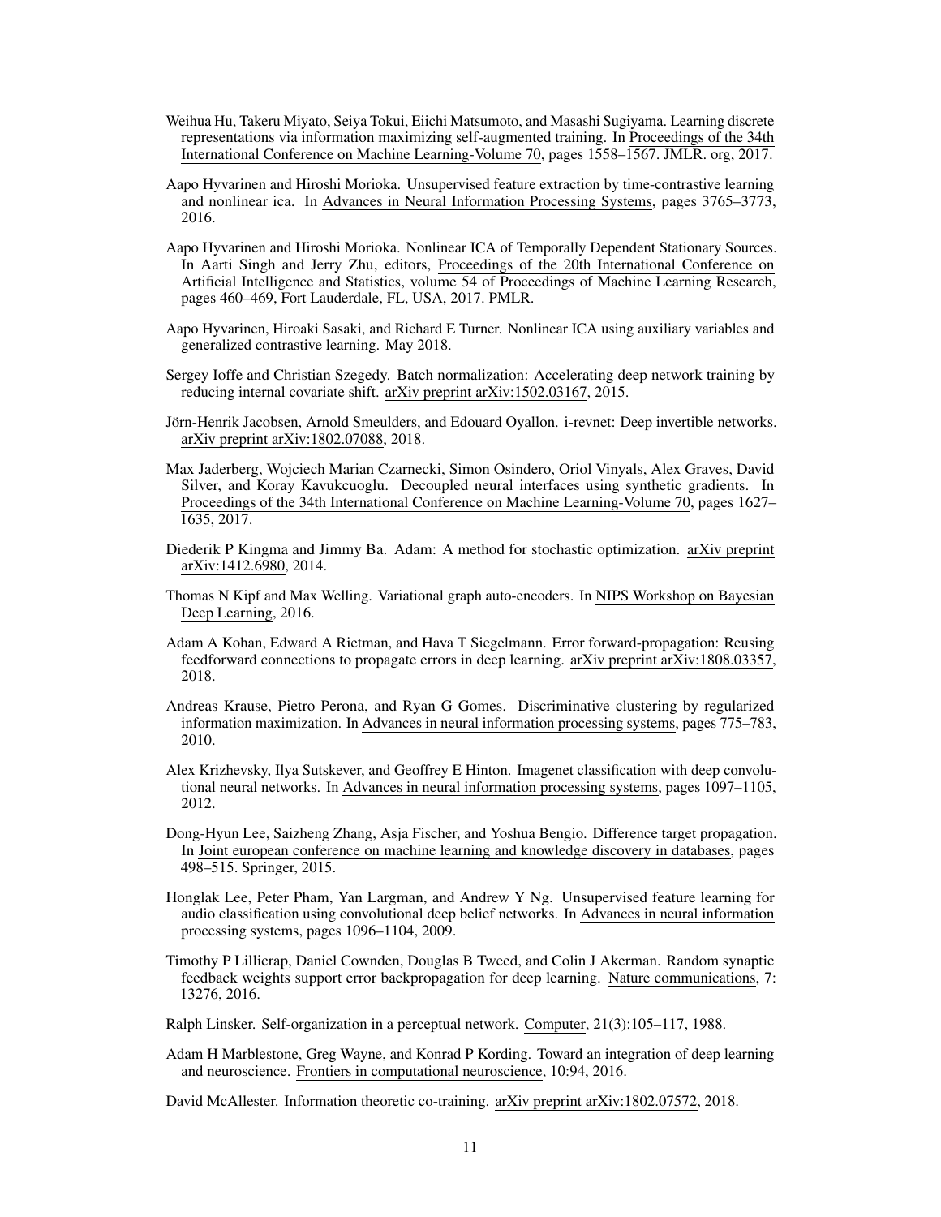Weihua Hu, Takeru Miyato, Seiya Tokui, Eiichi Matsumoto, and Masashi Sugiyama. Learning discrete representations via information maximizing self-augmented training. In Proceedings of the 34th International Conference on Machine Learning-Volume 70, pages 1558–1567. JMLR. org, 2017.

Aapo Hyvarinen and Hiroshi Morioka. Unsupervised feature extraction by time-contrastive learning and nonlinear ica. In Advances in Neural Information Processing Systems, pages 3765–3773, 2016.

Aapo Hyvarinen and Hiroshi Morioka. Nonlinear ICA of Temporally Dependent Stationary Sources. In Aarti Singh and Jerry Zhu, editors, Proceedings of the 20th International Conference on Artificial Intelligence and Statistics, volume 54 of Proceedings of Machine Learning Research, pages 460–469, Fort Lauderdale, FL, USA, 2017. PMLR.

Aapo Hyvarinen, Hiroaki Sasaki, and Richard E Turner. Nonlinear ICA using auxiliary variables and generalized contrastive learning. May 2018.

Sergey Ioffe and Christian Szegedy. Batch normalization: Accelerating deep network training by reducing internal covariate shift. arXiv preprint arXiv:1502.03167, 2015.

Jörn-Henrik Jacobsen, Arnold Smeulders, and Edouard Oyallon. i-revnet: Deep invertible networks. arXiv preprint arXiv:1802.07088, 2018.

Max Jaderberg, Wojciech Marian Czarnecki, Simon Osindero, Oriol Vinyals, Alex Graves, David Silver, and Koray Kavukcuoglu. Decoupled neural interfaces using synthetic gradients. In Proceedings of the 34th International Conference on Machine Learning-Volume 70, pages 1627–1635, 2017.

Diederik P Kingma and Jimmy Ba. Adam: A method for stochastic optimization. arXiv preprint arXiv:1412.6980, 2014.

Thomas N Kipf and Max Welling. Variational graph auto-encoders. In NIPS Workshop on Bayesian Deep Learning, 2016.

Adam A Kohan, Edward A Rietman, and Hava T Siegelmann. Error forward-propagation: Reusing feedforward connections to propagate errors in deep learning. arXiv preprint arXiv:1808.03357, 2018.

Andreas Krause, Pietro Perona, and Ryan G Gomes. Discriminative clustering by regularized information maximization. In Advances in neural information processing systems, pages 775–783, 2010.

Alex Krizhevsky, Ilya Sutskever, and Geoffrey E Hinton. Imagenet classification with deep convolutional neural networks. In Advances in neural information processing systems, pages 1097–1105, 2012.

Dong-Hyun Lee, Saizheng Zhang, Asja Fischer, and Yoshua Bengio. Difference target propagation. In Joint european conference on machine learning and knowledge discovery in databases, pages 498–515. Springer, 2015.

Honglak Lee, Peter Pham, Yan Largman, and Andrew Y Ng. Unsupervised feature learning for audio classification using convolutional deep belief networks. In Advances in neural information processing systems, pages 1096–1104, 2009.

Timothy P Lillicrap, Daniel Cownden, Douglas B Tweed, and Colin J Akerman. Random synaptic feedback weights support error backpropagation for deep learning. Nature communications, 7: 13276, 2016.

Ralph Linsker. Self-organization in a perceptual network. Computer, 21(3):105–117, 1988.

Adam H Marblestone, Greg Wayne, and Konrad P Kording. Toward an integration of deep learning and neuroscience. Frontiers in computational neuroscience, 10:94, 2016.

David McAllester. Information theoretic co-training. arXiv preprint arXiv:1802.07572, 2018.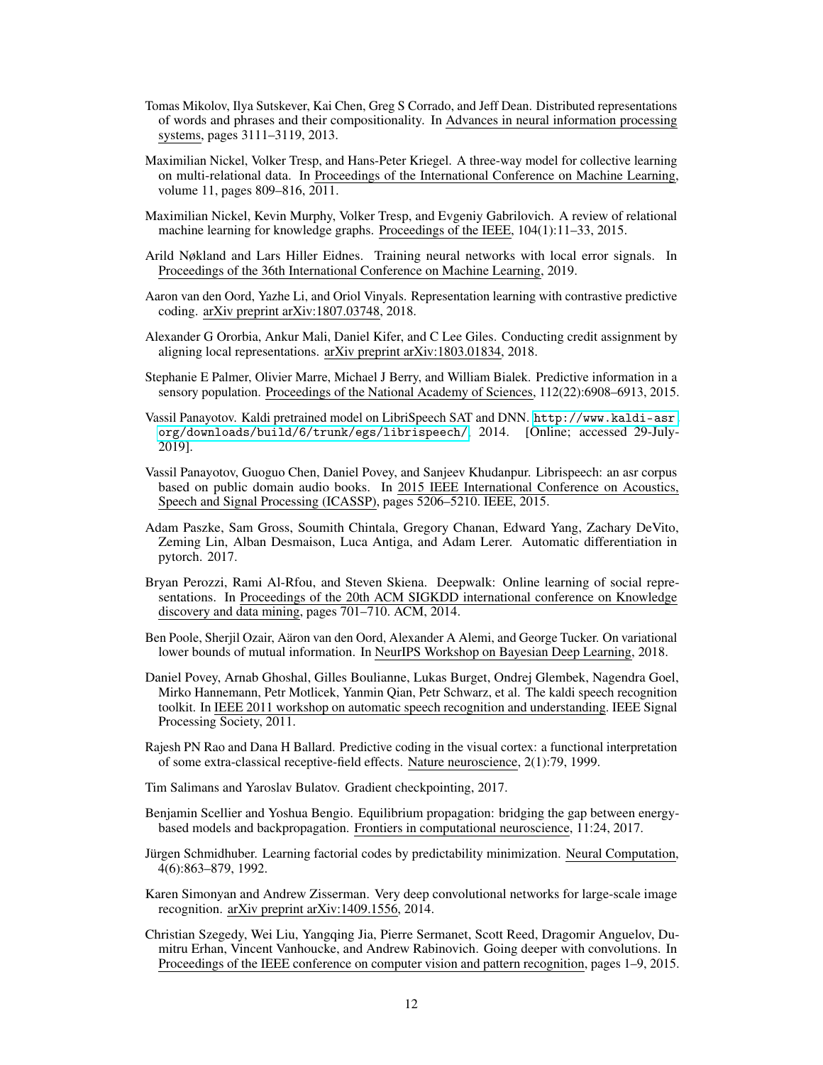Tomas Mikolov, Ilya Sutskever, Kai Chen, Greg S Corrado, and Jeff Dean. Distributed representations of words and phrases and their compositionality. In Advances in neural information processing systems, pages 3111–3119, 2013.

Maximilian Nickel, Volker Tresp, and Hans-Peter Kriegel. A three-way model for collective learning on multi-relational data. In Proceedings of the International Conference on Machine Learning, volume 11, pages 809–816, 2011.

Maximilian Nickel, Kevin Murphy, Volker Tresp, and Evgeniy Gabrilovich. A review of relational machine learning for knowledge graphs. Proceedings of the IEEE, 104(1):11–33, 2015.

Arild Nøkland and Lars Hiller Eidnes. Training neural networks with local error signals. In Proceedings of the 36th International Conference on Machine Learning, 2019.

Aaron van den Oord, Yazhe Li, and Oriol Vinyals. Representation learning with contrastive predictive coding. arXiv preprint arXiv:1807.03748, 2018.

Alexander G Ororbia, Ankur Mali, Daniel Kifer, and C Lee Giles. Conducting credit assignment by aligning local representations. arXiv preprint arXiv:1803.01834, 2018.

Stephanie E Palmer, Olivier Marre, Michael J Berry, and William Bialek. Predictive information in a sensory population. Proceedings of the National Academy of Sciences, 112(22):6908–6913, 2015.

Vassil Panayotov. Kaldi pretrained model on LibriSpeech SAT and DNN. http://www.kaldi-asr.org/downloads/build/6/trunk/egs/librispeech/, 2014. [Online; accessed 29-July-2019].

Vassil Panayotov, Guoguo Chen, Daniel Povey, and Sanjeev Khudanpur. Librispeech: an asr corpus based on public domain audio books. In 2015 IEEE International Conference on Acoustics, Speech and Signal Processing (ICASSP), pages 5206–5210. IEEE, 2015.

Adam Paszke, Sam Gross, Soumith Chintala, Gregory Chanan, Edward Yang, Zachary DeVito, Zeming Lin, Alban Desmaison, Luca Antiga, and Adam Lerer. Automatic differentiation in pytorch. 2017.

Bryan Perozzi, Rami Al-Rfou, and Steven Skiena. Deepwalk: Online learning of social representations. In Proceedings of the 20th ACM SIGKDD international conference on Knowledge discovery and data mining, pages 701–710. ACM, 2014.

Ben Poole, Sherjil Ozair, Aäron van den Oord, Alexander A Alemi, and George Tucker. On variational lower bounds of mutual information. In NeurIPS Workshop on Bayesian Deep Learning, 2018.

Daniel Povey, Arnab Ghoshal, Gilles Boulianne, Lukas Burget, Ondrej Glembek, Nagendra Goel, Mirko Hannemann, Petr Motlicek, Yanmin Qian, Petr Schwarz, et al. The kaldi speech recognition toolkit. In IEEE 2011 workshop on automatic speech recognition and understanding. IEEE Signal Processing Society, 2011.

Rajesh PN Rao and Dana H Ballard. Predictive coding in the visual cortex: a functional interpretation of some extra-classical receptive-field effects. Nature neuroscience, 2(1):79, 1999.

Tim Salimans and Yaroslav Bulatov. Gradient checkpointing, 2017.

Benjamin Scellier and Yoshua Bengio. Equilibrium propagation: bridging the gap between energy-based models and backpropagation. Frontiers in computational neuroscience, 11:24, 2017.

Jürgen Schmidhuber. Learning factorial codes by predictability minimization. Neural Computation, 4(6):863–879, 1992.

Karen Simonyan and Andrew Zisserman. Very deep convolutional networks for large-scale image recognition. arXiv preprint arXiv:1409.1556, 2014.

Christian Szegedy, Wei Liu, Yangqing Jia, Pierre Sermanet, Scott Reed, Dragomir Anguelov, Dumitru Erhan, Vincent Vanhoucke, and Andrew Rabinovich. Going deeper with convolutions. In Proceedings of the IEEE conference on computer vision and pattern recognition, pages 1–9, 2015.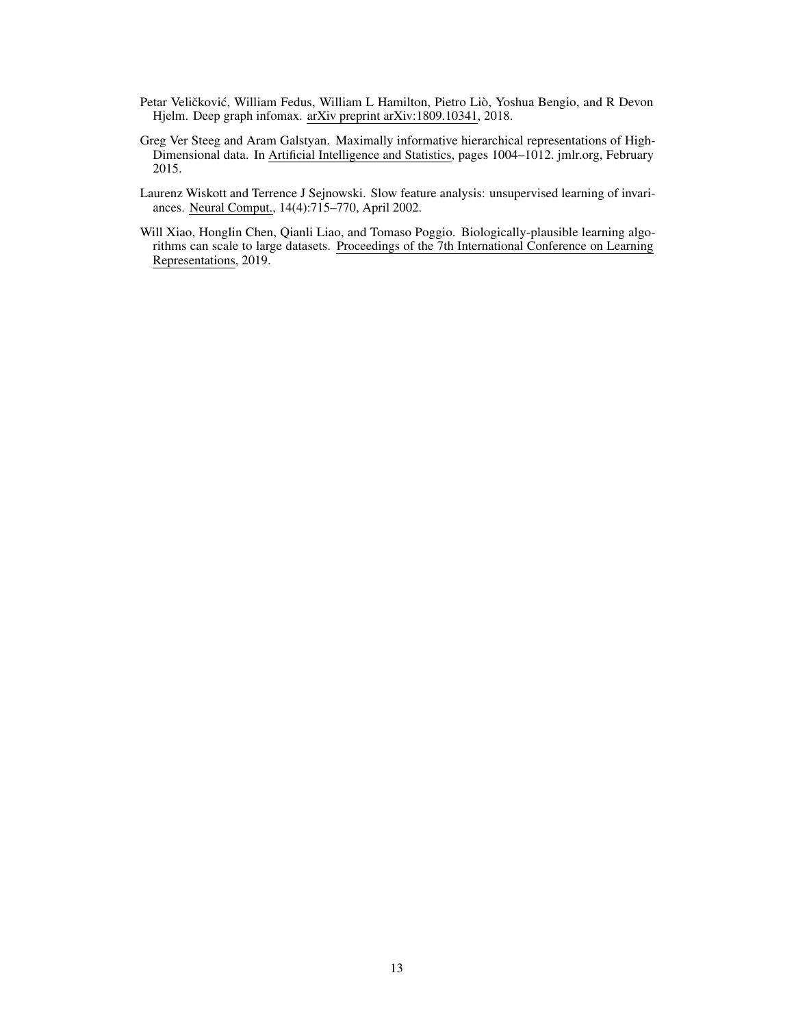Petar Veličković, William Fedus, William L Hamilton, Pietro Liò, Yoshua Bengio, and R Devon Hjelm. Deep graph infomax. arXiv preprint arXiv:1809.10341, 2018.

Greg Ver Steeg and Aram Galstyan. Maximally informative hierarchical representations of High-Dimensional data. In Artificial Intelligence and Statistics, pages 1004–1012. jmlr.org, February 2015.

Laurenz Wiskott and Terrence J Sejnowski. Slow feature analysis: unsupervised learning of invariances. Neural Comput., 14(4):715–770, April 2002.

Will Xiao, Honglin Chen, Qianli Liao, and Tomaso Poggio. Biologically-plausible learning algorithms can scale to large datasets. Proceedings of the 7th International Conference on Learning Representations, 2019.